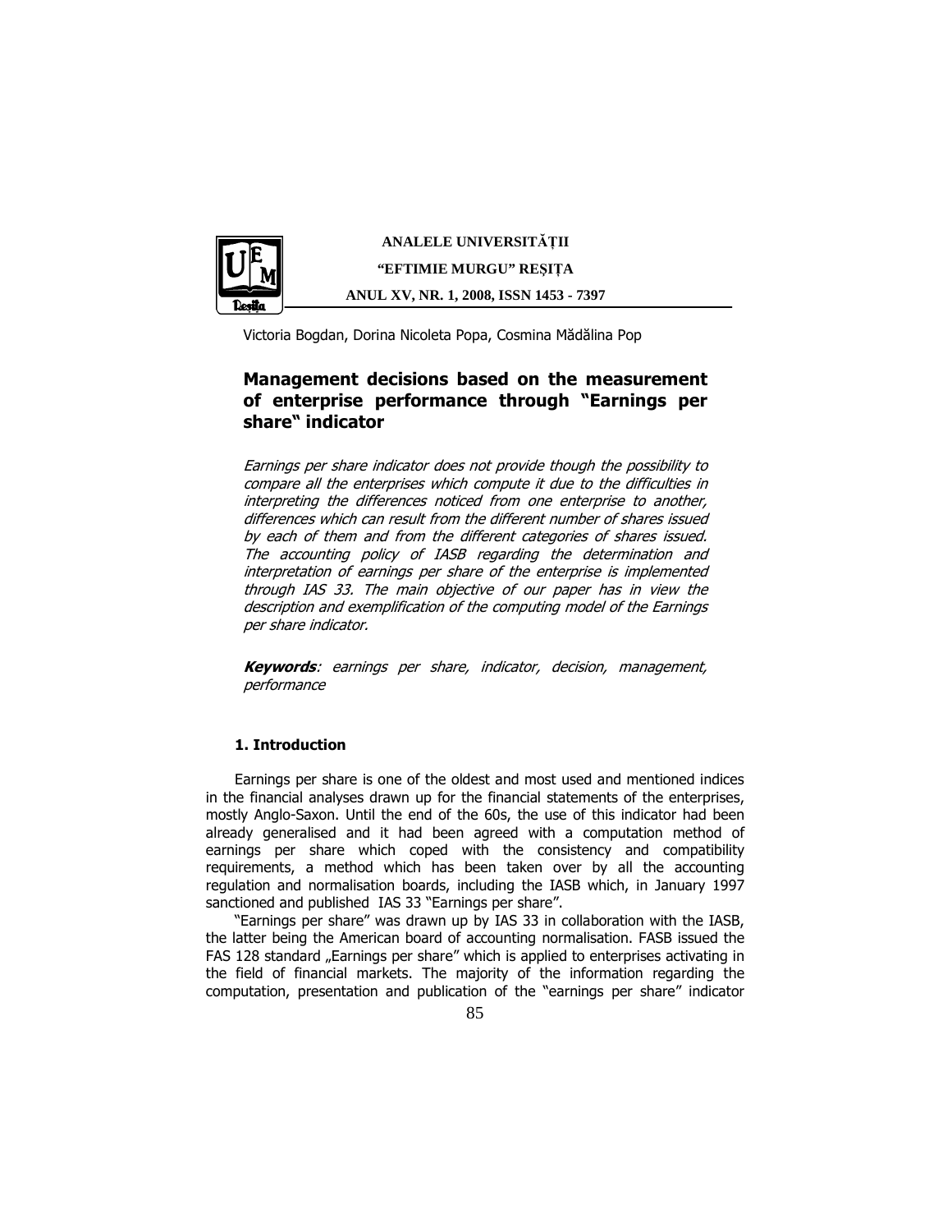ANALELE UNIVERSITĂȚII

"EFTIMIE MURGU" REȘIȚA

ANUL XV, NR. 1, 2008, ISSN 1453 - 7397

Victoria Bogdan, Dorina Nicoleta Popa, Cosmina Mădălina Pop

# Management decisions based on the measurement of enterprise performance through "Earnings per share" indicator

*Earnings per share indicator does not provide though the possibility to compare all the enterprises which compute it due to the difficulties in interpreting the differences noticed from one enterprise to another, differences which can result from the different number of shares issued by each of them and from the different categories of shares issued. The accounting policy of IASB regarding the determination and interpretation of earnings per share of the enterprise is implemented through IAS 33. The main objective of our paper has in view the description and exemplification of the computing model of the Earnings per share indicator.*

***Keywords**: earnings per share, indicator, decision, management, performance*

## 1. Introduction

Earnings per share is one of the oldest and most used and mentioned indices in the financial analyses drawn up for the financial statements of the enterprises, mostly Anglo-Saxon. Until the end of the 60s, the use of this indicator had been already generalised and it had been agreed with a computation method of earnings per share which coped with the consistency and compatibility requirements, a method which has been taken over by all the accounting regulation and normalisation boards, including the IASB which, in January 1997 sanctioned and published IAS 33 "Earnings per share".

"Earnings per share" was drawn up by IAS 33 in collaboration with the IASB, the latter being the American board of accounting normalisation. FASB issued the FAS 128 standard „Earnings per share" which is applied to enterprises activating in the field of financial markets. The majority of the information regarding the computation, presentation and publication of the "earnings per share" indicator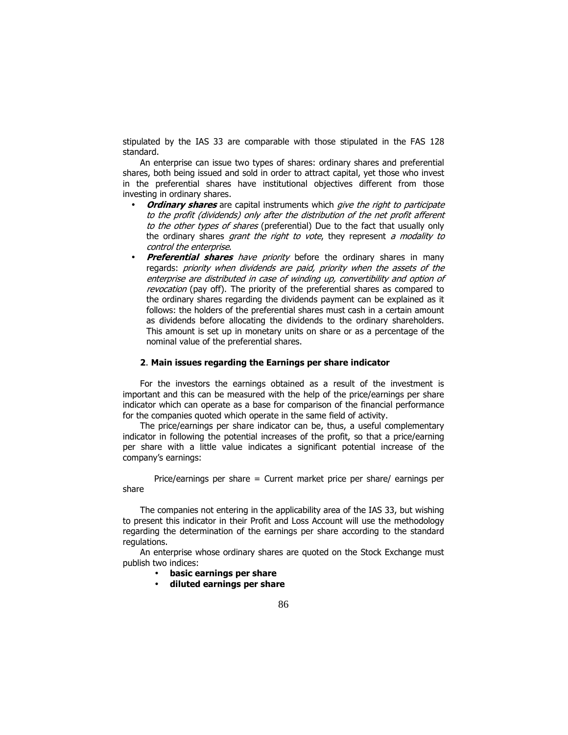stipulated by the IAS 33 are comparable with those stipulated in the FAS 128 standard.

An enterprise can issue two types of shares: ordinary shares and preferential shares, both being issued and sold in order to attract capital, yet those who invest in the preferential shares have institutional objectives different from those investing in ordinary shares.

- ***Ordinary shares*** are capital instruments which *give the right to participate to the profit (dividends) only after the distribution of the net profit afferent to the other types of shares* (preferential) Due to the fact that usually only the ordinary shares *grant the right to vote*, they represent *a modality to control the enterprise*.
- ***Preferential shares*** *have priority* before the ordinary shares in many regards: *priority when dividends are paid, priority when the assets of the enterprise are distributed in case of winding up, convertibility and option of revocation* (pay off). The priority of the preferential shares as compared to the ordinary shares regarding the dividends payment can be explained as it follows: the holders of the preferential shares must cash in a certain amount as dividends before allocating the dividends to the ordinary shareholders. This amount is set up in monetary units on share or as a percentage of the nominal value of the preferential shares.

## 2. Main issues regarding the Earnings per share indicator

For the investors the earnings obtained as a result of the investment is important and this can be measured with the help of the price/earnings per share indicator which can operate as a base for comparison of the financial performance for the companies quoted which operate in the same field of activity.

The price/earnings per share indicator can be, thus, a useful complementary indicator in following the potential increases of the profit, so that a price/earning per share with a little value indicates a significant potential increase of the company's earnings:

Price/earnings per share = Current market price per share/ earnings per share

The companies not entering in the applicability area of the IAS 33, but wishing to present this indicator in their Profit and Loss Account will use the methodology regarding the determination of the earnings per share according to the standard regulations.

An enterprise whose ordinary shares are quoted on the Stock Exchange must publish two indices:

- **basic earnings per share**
- **diluted earnings per share**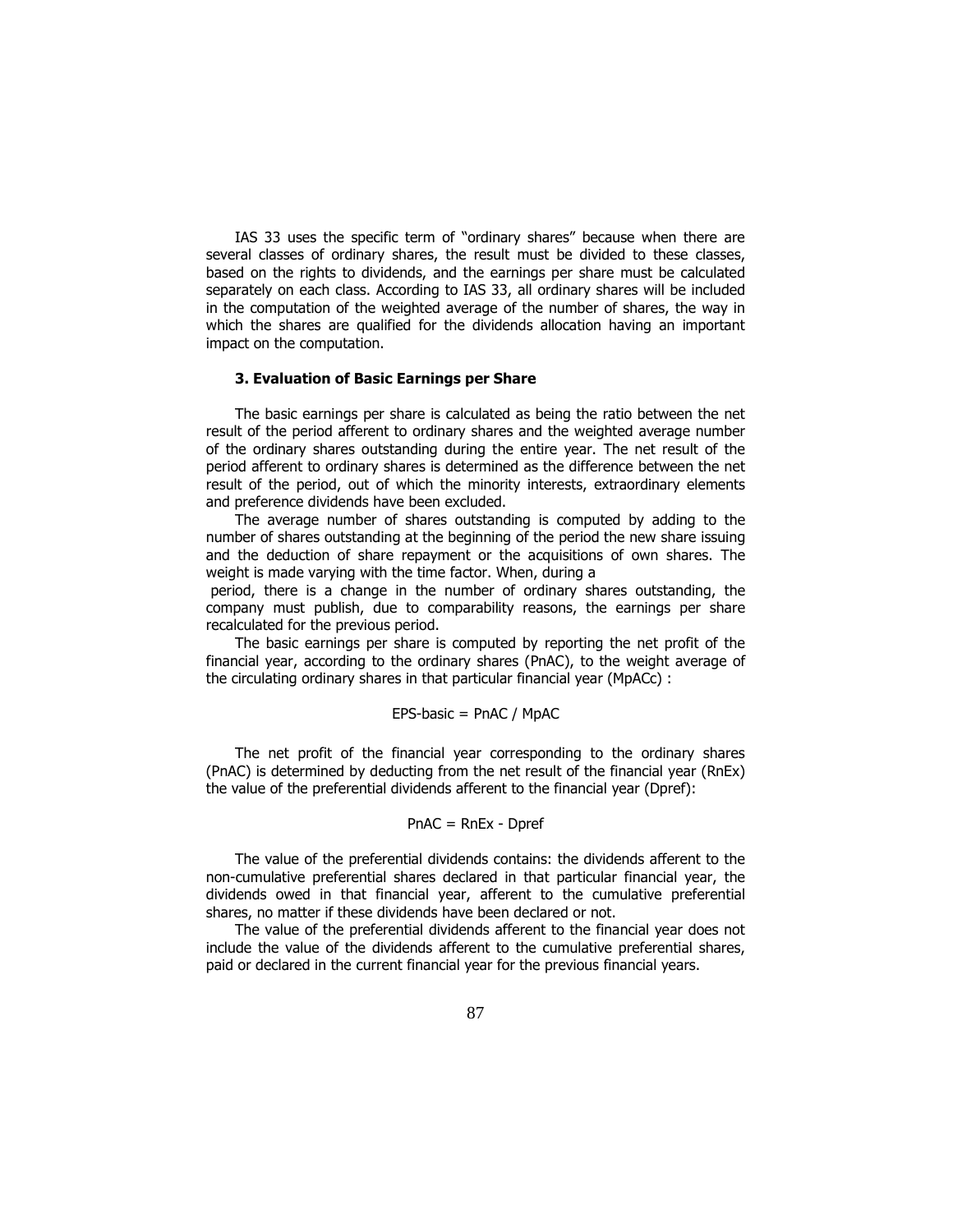IAS 33 uses the specific term of "ordinary shares" because when there are several classes of ordinary shares, the result must be divided to these classes, based on the rights to dividends, and the earnings per share must be calculated separately on each class. According to IAS 33, all ordinary shares will be included in the computation of the weighted average of the number of shares, the way in which the shares are qualified for the dividends allocation having an important impact on the computation.

### 3. Evaluation of Basic Earnings per Share

The basic earnings per share is calculated as being the ratio between the net result of the period afferent to ordinary shares and the weighted average number of the ordinary shares outstanding during the entire year. The net result of the period afferent to ordinary shares is determined as the difference between the net result of the period, out of which the minority interests, extraordinary elements and preference dividends have been excluded.

The average number of shares outstanding is computed by adding to the number of shares outstanding at the beginning of the period the new share issuing and the deduction of share repayment or the acquisitions of own shares. The weight is made varying with the time factor. When, during a period, there is a change in the number of ordinary shares outstanding, the company must publish, due to comparability reasons, the earnings per share recalculated for the previous period.

The basic earnings per share is computed by reporting the net profit of the financial year, according to the ordinary shares (PnAC), to the weight average of the circulating ordinary shares in that particular financial year (MpACc) :

$$\text{EPS-basic} = \text{PnAC} / \text{MpAC}$$

The net profit of the financial year corresponding to the ordinary shares (PnAC) is determined by deducting from the net result of the financial year (RnEx) the value of the preferential dividends afferent to the financial year (Dpref):

$$\text{PnAC} = \text{RnEx} - \text{Dpref}$$

The value of the preferential dividends contains: the dividends afferent to the non-cumulative preferential shares declared in that particular financial year, the dividends owed in that financial year, afferent to the cumulative preferential shares, no matter if these dividends have been declared or not.

The value of the preferential dividends afferent to the financial year does not include the value of the dividends afferent to the cumulative preferential shares, paid or declared in the current financial year for the previous financial years.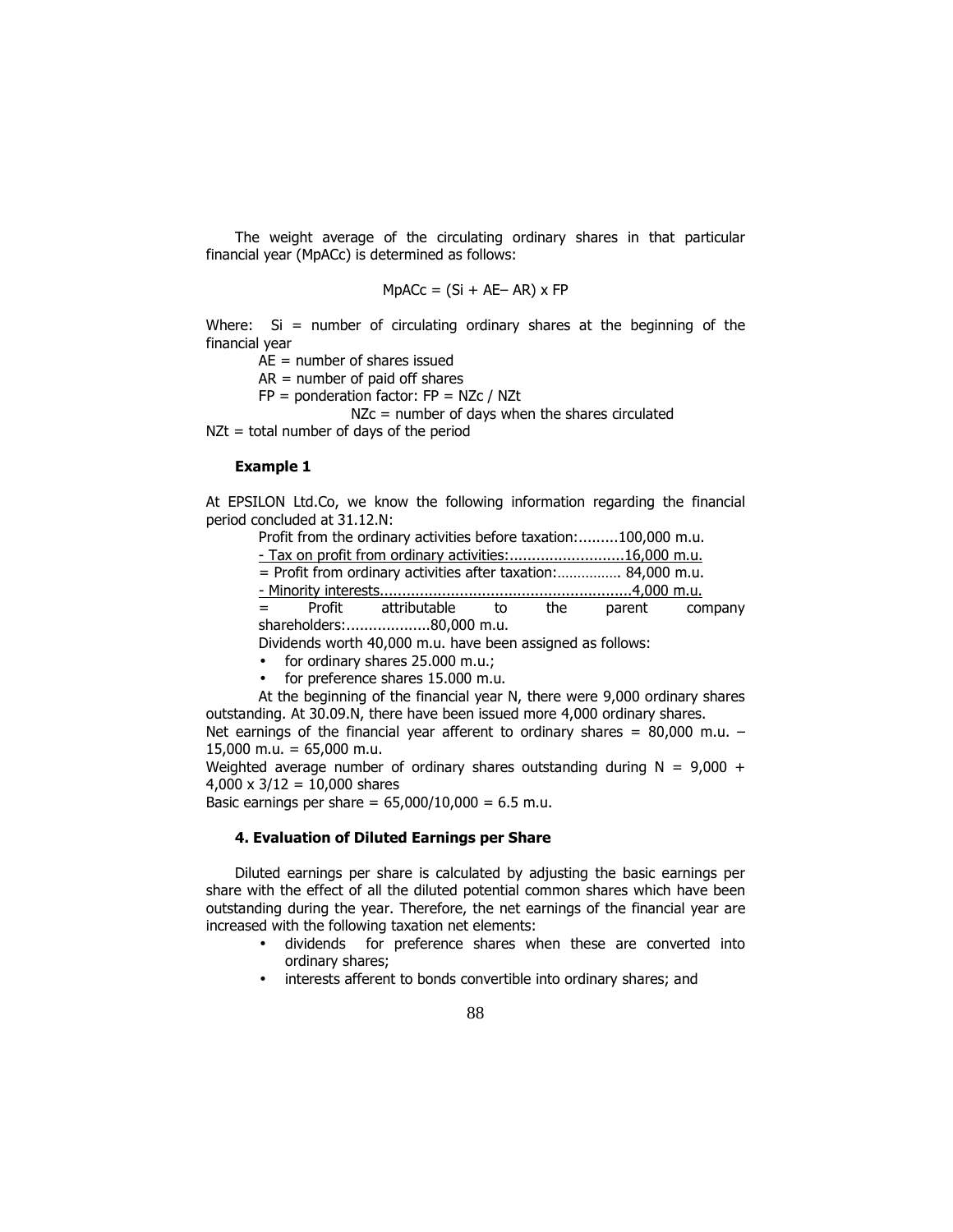The weight average of the circulating ordinary shares in that particular financial year (MpACc) is determined as follows:

$$MpACc = (Si + AE - AR) \times FP$$

Where: Si = number of circulating ordinary shares at the beginning of the financial year

AE = number of shares issued

AR = number of paid off shares

FP = ponderation factor: FP = NZc / NZt

NZc = number of days when the shares circulated

NZt = total number of days of the period

**Example 1**

At EPSILON Ltd.Co, we know the following information regarding the financial period concluded at 31.12.N:

Profit from the ordinary activities before taxation:.........100,000 m.u.

- Tax on profit from ordinary activities:..........................16,000 m.u.

= Profit from ordinary activities after taxation:……………. 84,000 m.u.

- Minority interests........................................................4,000 m.u.

= Profit attributable to the parent company shareholders:..................80,000 m.u.

Dividends worth 40,000 m.u. have been assigned as follows:

- for ordinary shares 25.000 m.u.;
- for preference shares 15.000 m.u.

At the beginning of the financial year N, there were 9,000 ordinary shares outstanding. At 30.09.N, there have been issued more 4,000 ordinary shares.

Net earnings of the financial year afferent to ordinary shares = 80,000 m.u. – 15,000 m.u. = 65,000 m.u.

Weighted average number of ordinary shares outstanding during N = 9,000 + 4,000 x 3/12 = 10,000 shares

Basic earnings per share = 65,000/10,000 = 6.5 m.u.

### 4. Evaluation of Diluted Earnings per Share

Diluted earnings per share is calculated by adjusting the basic earnings per share with the effect of all the diluted potential common shares which have been outstanding during the year. Therefore, the net earnings of the financial year are increased with the following taxation net elements:

- dividends for preference shares when these are converted into ordinary shares;
- interests afferent to bonds convertible into ordinary shares; and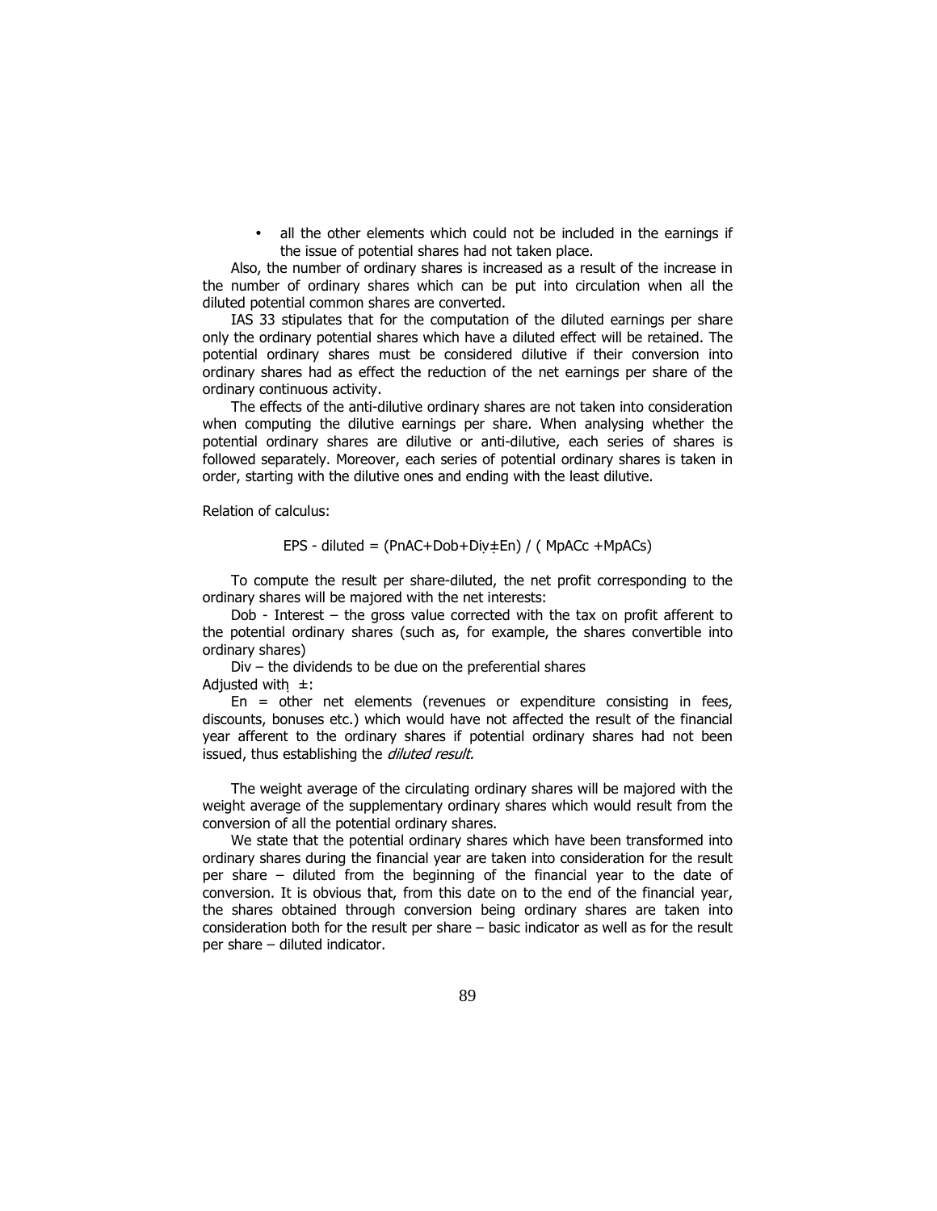- all the other elements which could not be included in the earnings if the issue of potential shares had not taken place.

Also, the number of ordinary shares is increased as a result of the increase in the number of ordinary shares which can be put into circulation when all the diluted potential common shares are converted.

IAS 33 stipulates that for the computation of the diluted earnings per share only the ordinary potential shares which have a diluted effect will be retained. The potential ordinary shares must be considered dilutive if their conversion into ordinary shares had as effect the reduction of the net earnings per share of the ordinary continuous activity.

The effects of the anti-dilutive ordinary shares are not taken into consideration when computing the dilutive earnings per share. When analysing whether the potential ordinary shares are dilutive or anti-dilutive, each series of shares is followed separately. Moreover, each series of potential ordinary shares is taken in order, starting with the dilutive ones and ending with the least dilutive.

Relation of calculus:

$$EPS\text{ - diluted} = (PnAC + Dob + Div \pm En) / (MpACc + MpACs)$$

To compute the result per share-diluted, the net profit corresponding to the ordinary shares will be majored with the net interests:

Dob - Interest – the gross value corrected with the tax on profit afferent to the potential ordinary shares (such as, for example, the shares convertible into ordinary shares)

Div – the dividends to be due on the preferential shares

Adjusted with ±:

En = other net elements (revenues or expenditure consisting in fees, discounts, bonuses etc.) which would have not affected the result of the financial year afferent to the ordinary shares if potential ordinary shares had not been issued, thus establishing the *diluted result.*

The weight average of the circulating ordinary shares will be majored with the weight average of the supplementary ordinary shares which would result from the conversion of all the potential ordinary shares.

We state that the potential ordinary shares which have been transformed into ordinary shares during the financial year are taken into consideration for the result per share – diluted from the beginning of the financial year to the date of conversion. It is obvious that, from this date on to the end of the financial year, the shares obtained through conversion being ordinary shares are taken into consideration both for the result per share – basic indicator as well as for the result per share – diluted indicator.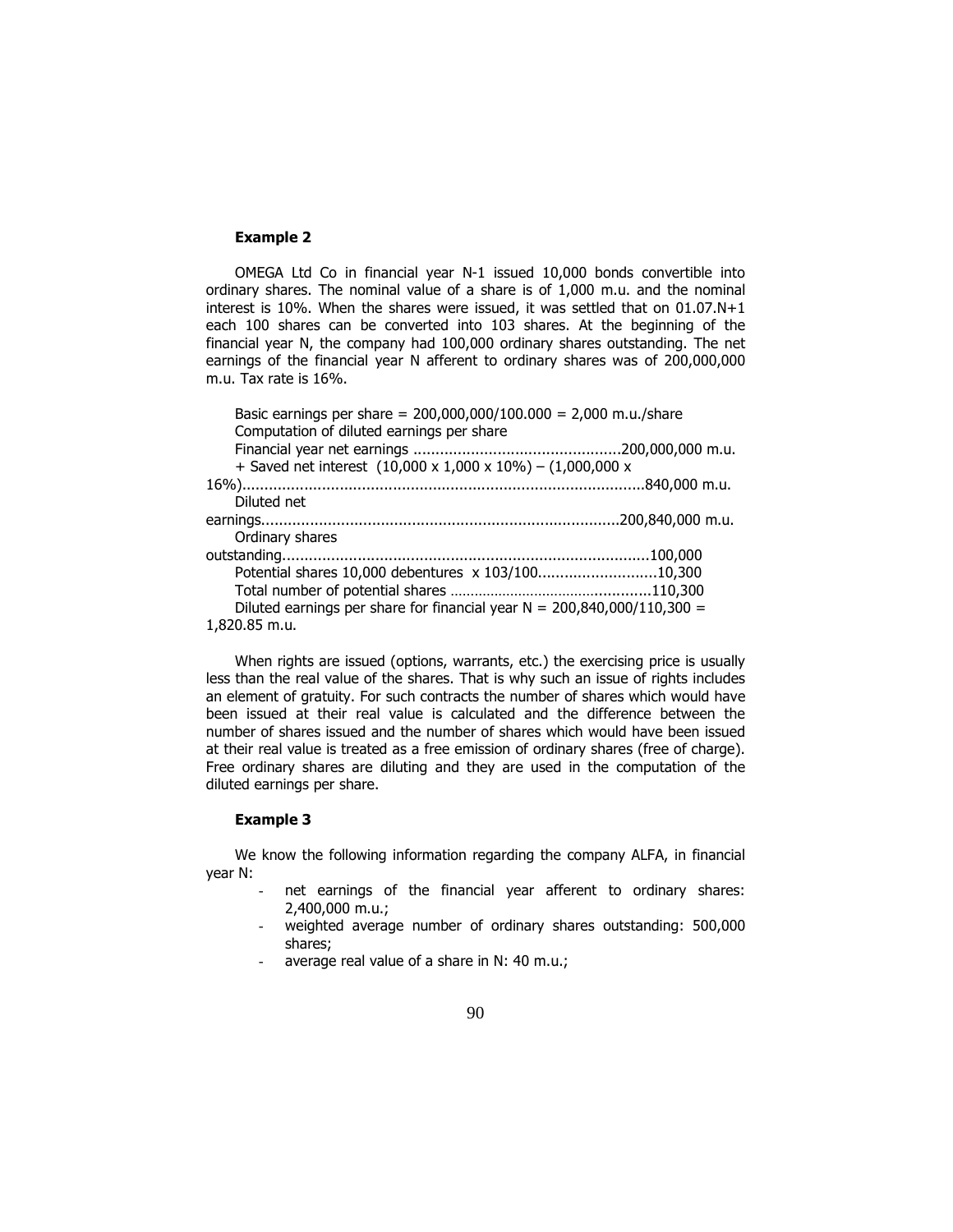### Example 2

OMEGA Ltd Co in financial year N-1 issued 10,000 bonds convertible into ordinary shares. The nominal value of a share is of 1,000 m.u. and the nominal interest is 10%. When the shares were issued, it was settled that on 01.07.N+1 each 100 shares can be converted into 103 shares. At the beginning of the financial year N, the company had 100,000 ordinary shares outstanding. The net earnings of the financial year N afferent to ordinary shares was of 200,000,000 m.u. Tax rate is 16%.

Basic earnings per share = 200,000,000/100.000 = 2,000 m.u./share

Computation of diluted earnings per share

Financial year net earnings ..............................................200,000,000 m.u.

+ Saved net interest (10,000 x 1,000 x 10%) – (1,000,000 x 16%)..........................................................................................840,000 m.u.

Diluted net earnings................................................................................200,840,000 m.u.

Ordinary shares outstanding..................................................................................100,000

Potential shares 10,000 debentures x 103/100...........................10,300

Total number of potential shares ................................................110,300

Diluted earnings per share for financial year N = 200,840,000/110,300 = 1,820.85 m.u.

When rights are issued (options, warrants, etc.) the exercising price is usually less than the real value of the shares. That is why such an issue of rights includes an element of gratuity. For such contracts the number of shares which would have been issued at their real value is calculated and the difference between the number of shares issued and the number of shares which would have been issued at their real value is treated as a free emission of ordinary shares (free of charge). Free ordinary shares are diluting and they are used in the computation of the diluted earnings per share.

### Example 3

We know the following information regarding the company ALFA, in financial year N:

- net earnings of the financial year afferent to ordinary shares: 2,400,000 m.u.;
- weighted average number of ordinary shares outstanding: 500,000 shares;
- average real value of a share in N: 40 m.u.;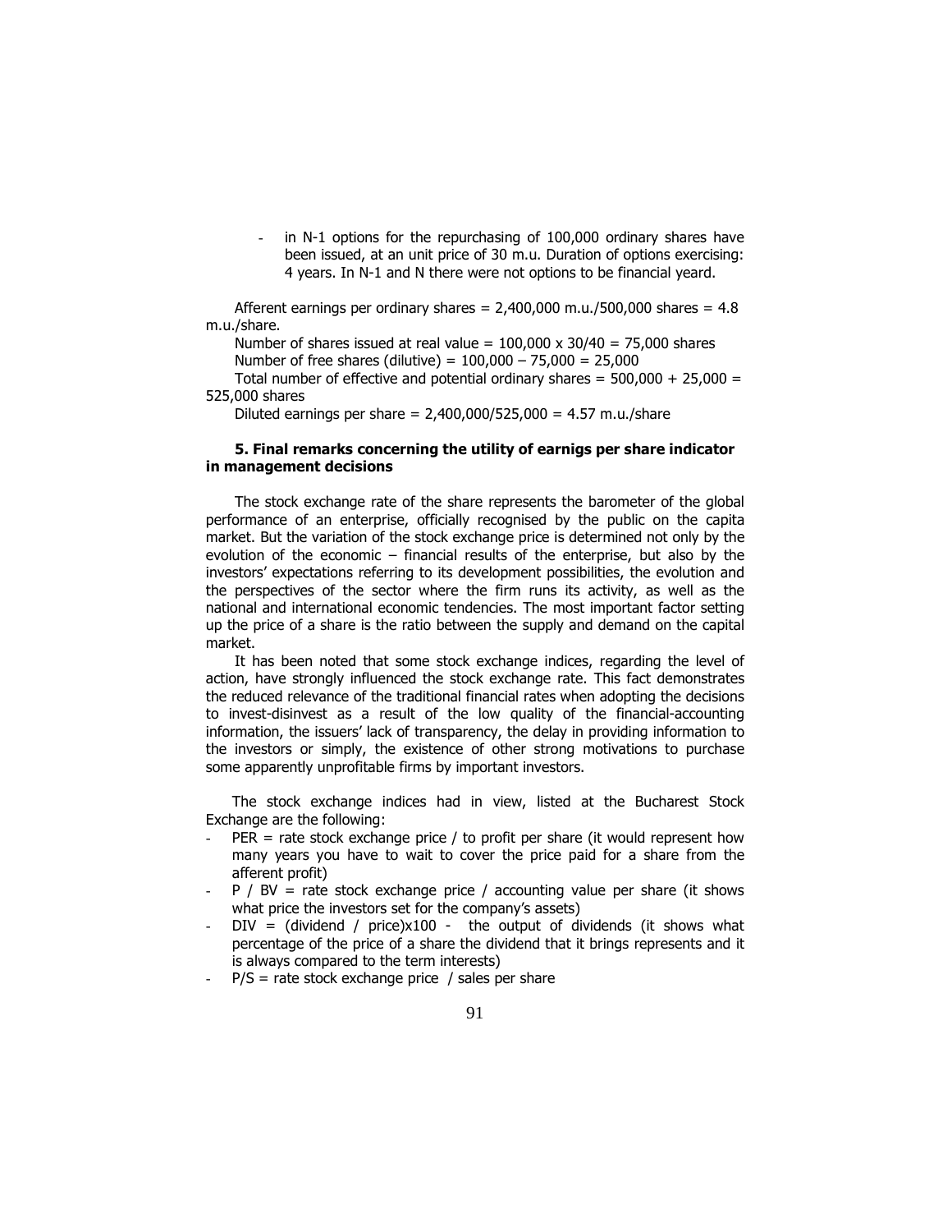- in N-1 options for the repurchasing of 100,000 ordinary shares have been issued, at an unit price of 30 m.u. Duration of options exercising: 4 years. In N-1 and N there were not options to be financial yeard.

Afferent earnings per ordinary shares = 2,400,000 m.u./500,000 shares = 4.8 m.u./share.

Number of shares issued at real value = 100,000 x 30/40 = 75,000 shares

Number of free shares (dilutive) = 100,000 – 75,000 = 25,000

Total number of effective and potential ordinary shares = 500,000 + 25,000 = 525,000 shares

Diluted earnings per share = 2,400,000/525,000 = 4.57 m.u./share

### 5. Final remarks concerning the utility of earnigs per share indicator in management decisions

The stock exchange rate of the share represents the barometer of the global performance of an enterprise, officially recognised by the public on the capita market. But the variation of the stock exchange price is determined not only by the evolution of the economic – financial results of the enterprise, but also by the investors' expectations referring to its development possibilities, the evolution and the perspectives of the sector where the firm runs its activity, as well as the national and international economic tendencies. The most important factor setting up the price of a share is the ratio between the supply and demand on the capital market.

It has been noted that some stock exchange indices, regarding the level of action, have strongly influenced the stock exchange rate. This fact demonstrates the reduced relevance of the traditional financial rates when adopting the decisions to invest-disinvest as a result of the low quality of the financial-accounting information, the issuers' lack of transparency, the delay in providing information to the investors or simply, the existence of other strong motivations to purchase some apparently unprofitable firms by important investors.

The stock exchange indices had in view, listed at the Bucharest Stock Exchange are the following:

- PER = rate stock exchange price / to profit per share (it would represent how many years you have to wait to cover the price paid for a share from the afferent profit)
- P / BV = rate stock exchange price / accounting value per share (it shows what price the investors set for the company's assets)
- DIV = (dividend / price)x100 - the output of dividends (it shows what percentage of the price of a share the dividend that it brings represents and it is always compared to the term interests)
- P/S = rate stock exchange price / sales per share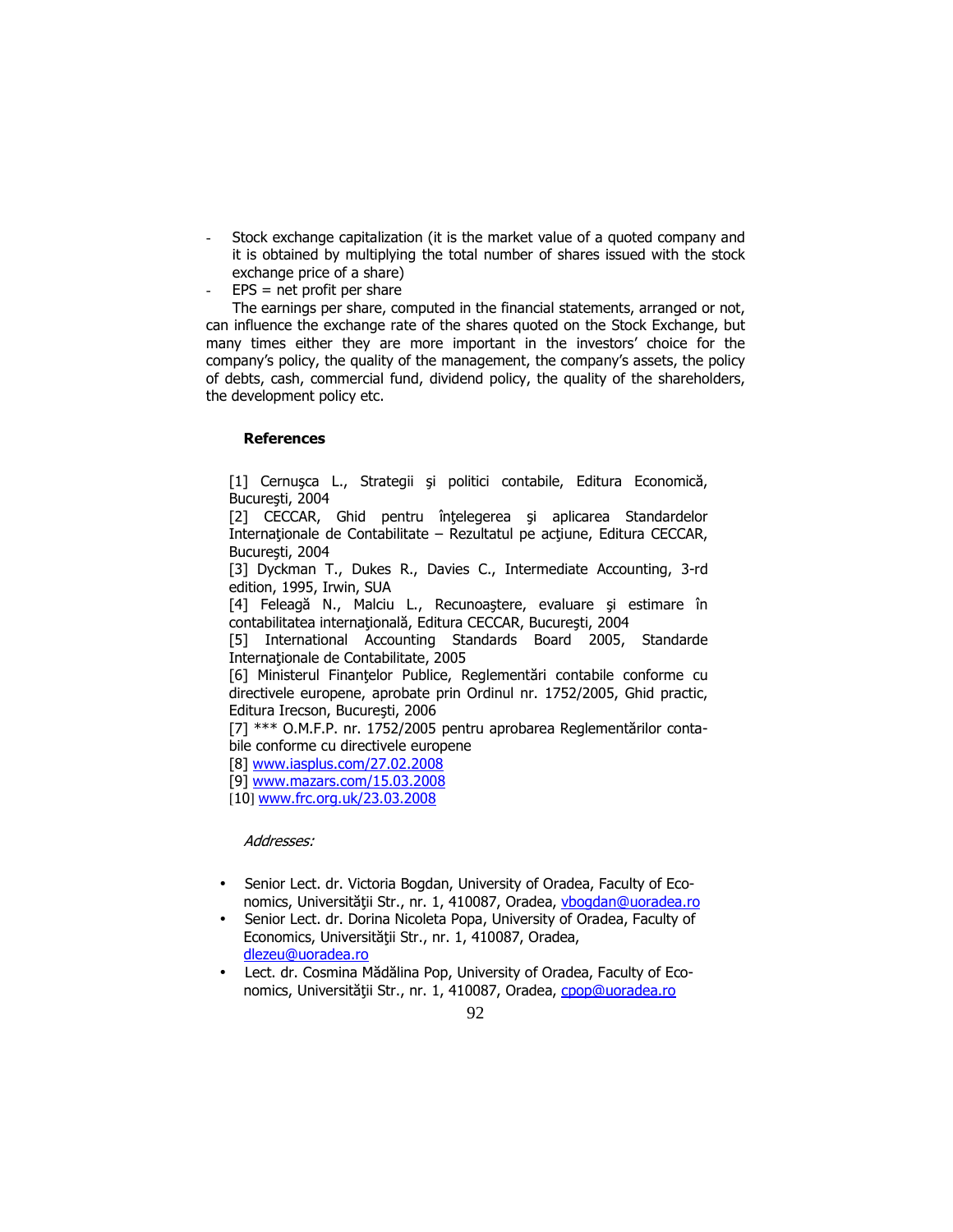- Stock exchange capitalization (it is the market value of a quoted company and it is obtained by multiplying the total number of shares issued with the stock exchange price of a share)
- EPS = net profit per share

The earnings per share, computed in the financial statements, arranged or not, can influence the exchange rate of the shares quoted on the Stock Exchange, but many times either they are more important in the investors' choice for the company's policy, the quality of the management, the company's assets, the policy of debts, cash, commercial fund, dividend policy, the quality of the shareholders, the development policy etc.

**References**

[1] Cernuşca L., Strategii şi politici contabile, Editura Economică, Bucureşti, 2004
[2] CECCAR, Ghid pentru înţelegerea şi aplicarea Standardelor Internaţionale de Contabilitate – Rezultatul pe acţiune, Editura CECCAR, Bucureşti, 2004
[3] Dyckman T., Dukes R., Davies C., Intermediate Accounting, 3-rd edition, 1995, Irwin, SUA
[4] Feleagă N., Malciu L., Recunoaştere, evaluare şi estimare în contabilitatea internaţională, Editura CECCAR, Bucureşti, 2004
[5] International Accounting Standards Board 2005, Standarde Internaţionale de Contabilitate, 2005
[6] Ministerul Finanţelor Publice, Reglementări contabile conforme cu directivele europene, aprobate prin Ordinul nr. 1752/2005, Ghid practic, Editura Irecson, Bucureşti, 2006
[7] *** O.M.F.P. nr. 1752/2005 pentru aprobarea Reglementărilor contabile conforme cu directivele europene
[8] www.iasplus.com/27.02.2008
[9] www.mazars.com/15.03.2008
[10] www.frc.org.uk/23.03.2008

*Addresses:*

- Senior Lect. dr. Victoria Bogdan, University of Oradea, Faculty of Economics, Universităţii Str., nr. 1, 410087, Oradea, vbogdan@uoradea.ro
- Senior Lect. dr. Dorina Nicoleta Popa, University of Oradea, Faculty of Economics, Universităţii Str., nr. 1, 410087, Oradea, dlezeu@uoradea.ro
- Lect. dr. Cosmina Mădălina Pop, University of Oradea, Faculty of Economics, Universităţii Str., nr. 1, 410087, Oradea, cpop@uoradea.ro